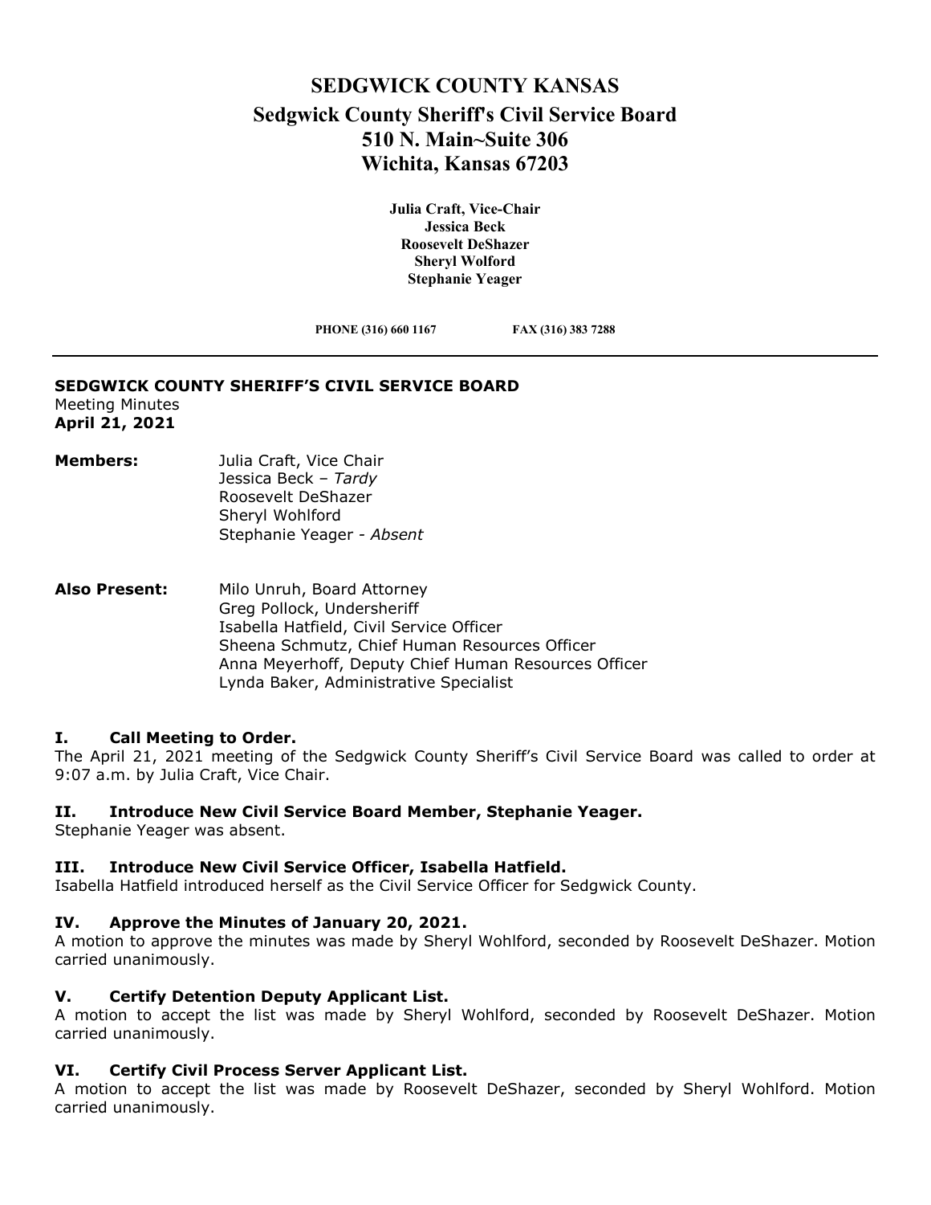# SEDGWICK COUNTY KANSAS

## Sedgwick County Sheriff's Civil Service Board

## 510 N. Main~Suite 306

## Wichita, Kansas 67203

**Julia Craft, Vice-Chair**
**Jessica Beck**
**Roosevelt DeShazer**
**Sheryl Wolford**
**Stephanie Yeager**

**PHONE (316) 660 1167** **FAX (316) 383 7288**

---

**SEDGWICK COUNTY SHERIFF'S CIVIL SERVICE BOARD**
Meeting Minutes
**April 21, 2021**

**Members:** Julia Craft, Vice Chair
Jessica Beck – *Tardy*
Roosevelt DeShazer
Sheryl Wohlford
Stephanie Yeager - *Absent*

**Also Present:** Milo Unruh, Board Attorney
Greg Pollock, Undersheriff
Isabella Hatfield, Civil Service Officer
Sheena Schmutz, Chief Human Resources Officer
Anna Meyerhoff, Deputy Chief Human Resources Officer
Lynda Baker, Administrative Specialist

### I. Call Meeting to Order.

The April 21, 2021 meeting of the Sedgwick County Sheriff's Civil Service Board was called to order at 9:07 a.m. by Julia Craft, Vice Chair.

### II. Introduce New Civil Service Board Member, Stephanie Yeager.

Stephanie Yeager was absent.

### III. Introduce New Civil Service Officer, Isabella Hatfield.

Isabella Hatfield introduced herself as the Civil Service Officer for Sedgwick County.

### IV. Approve the Minutes of January 20, 2021.

A motion to approve the minutes was made by Sheryl Wohlford, seconded by Roosevelt DeShazer. Motion carried unanimously.

### V. Certify Detention Deputy Applicant List.

A motion to accept the list was made by Sheryl Wohlford, seconded by Roosevelt DeShazer. Motion carried unanimously.

### VI. Certify Civil Process Server Applicant List.

A motion to accept the list was made by Roosevelt DeShazer, seconded by Sheryl Wohlford. Motion carried unanimously.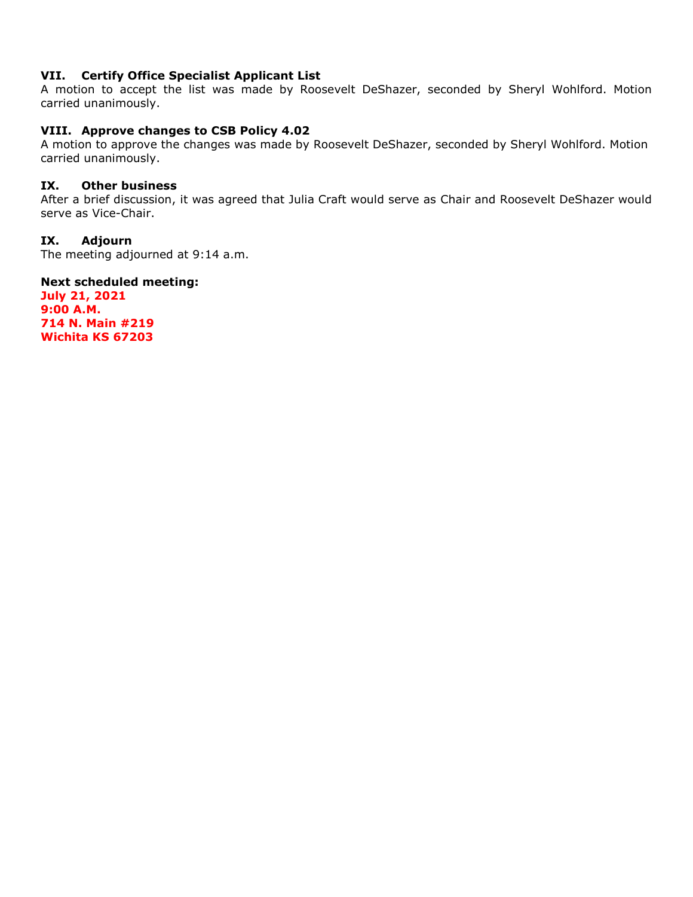### VII. Certify Office Specialist Applicant List

A motion to accept the list was made by Roosevelt DeShazer, seconded by Sheryl Wohlford. Motion carried unanimously.

### VIII. Approve changes to CSB Policy 4.02

A motion to approve the changes was made by Roosevelt DeShazer, seconded by Sheryl Wohlford. Motion carried unanimously.

### IX. Other business

After a brief discussion, it was agreed that Julia Craft would serve as Chair and Roosevelt DeShazer would serve as Vice-Chair.

### IX. Adjourn

The meeting adjourned at 9:14 a.m.

**Next scheduled meeting:**
**July 21, 2021**
**9:00 A.M.**
**714 N. Main #219**
**Wichita KS 67203**